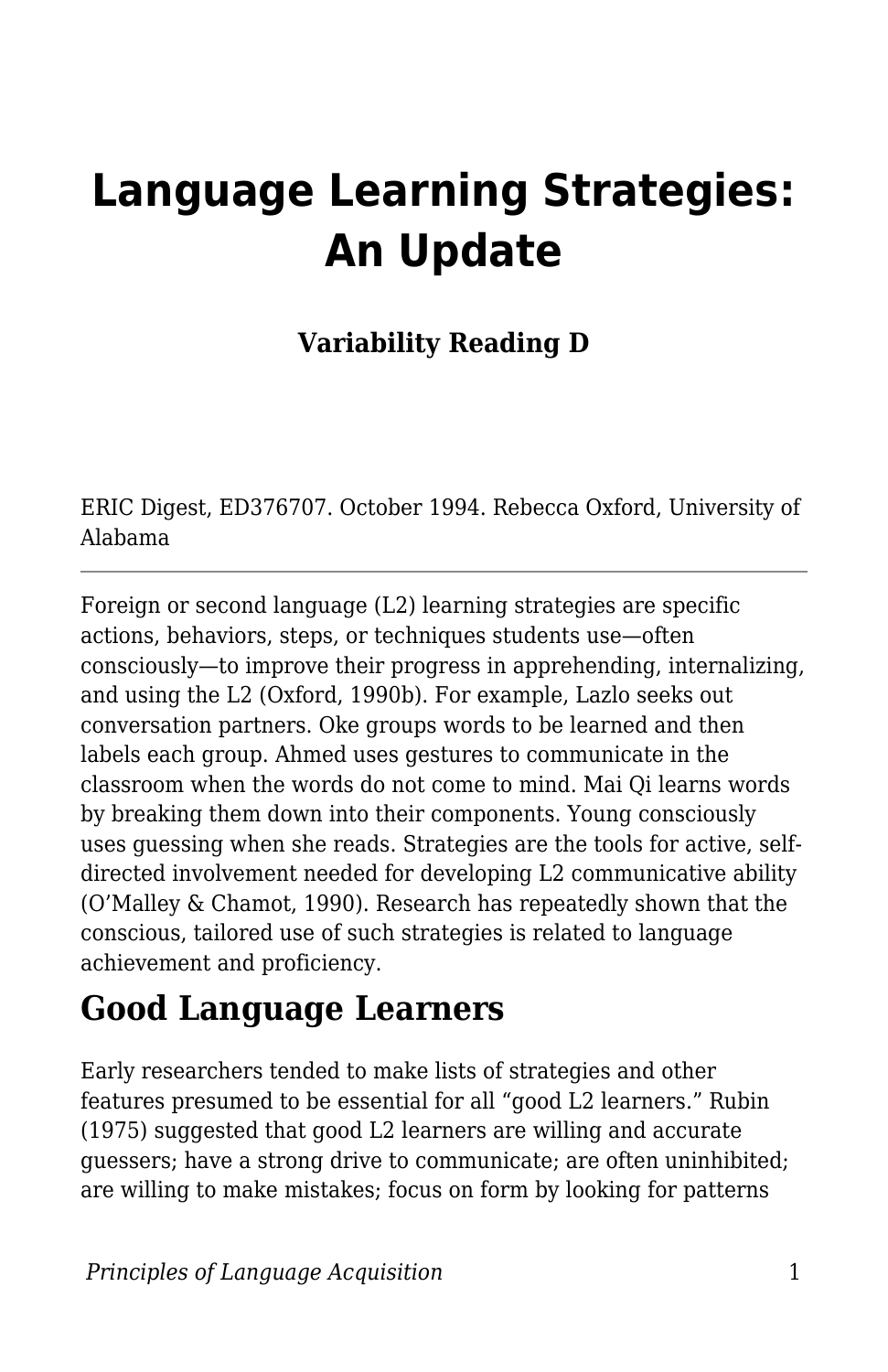# Language Learning Strategies: An Update

**Variability Reading D**

ERIC Digest, ED376707. October 1994. Rebecca Oxford, University of Alabama

---

Foreign or second language (L2) learning strategies are specific actions, behaviors, steps, or techniques students use—often consciously—to improve their progress in apprehending, internalizing, and using the L2 (Oxford, 1990b). For example, Lazlo seeks out conversation partners. Oke groups words to be learned and then labels each group. Ahmed uses gestures to communicate in the classroom when the words do not come to mind. Mai Qi learns words by breaking them down into their components. Young consciously uses guessing when she reads. Strategies are the tools for active, self-directed involvement needed for developing L2 communicative ability (O'Malley & Chamot, 1990). Research has repeatedly shown that the conscious, tailored use of such strategies is related to language achievement and proficiency.

## Good Language Learners

Early researchers tended to make lists of strategies and other features presumed to be essential for all "good L2 learners." Rubin (1975) suggested that good L2 learners are willing and accurate guessers; have a strong drive to communicate; are often uninhibited; are willing to make mistakes; focus on form by looking for patterns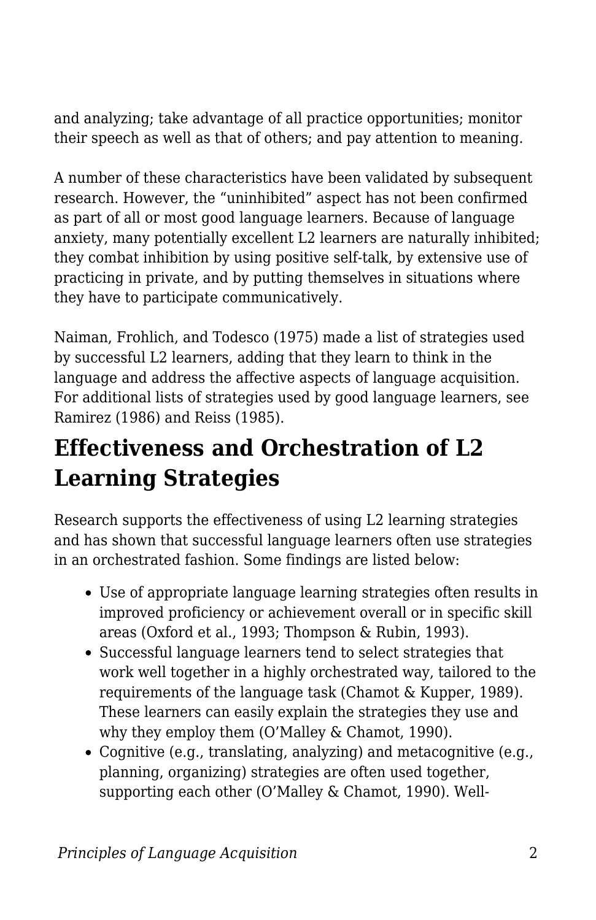and analyzing; take advantage of all practice opportunities; monitor their speech as well as that of others; and pay attention to meaning.

A number of these characteristics have been validated by subsequent research. However, the "uninhibited" aspect has not been confirmed as part of all or most good language learners. Because of language anxiety, many potentially excellent L2 learners are naturally inhibited; they combat inhibition by using positive self-talk, by extensive use of practicing in private, and by putting themselves in situations where they have to participate communicatively.

Naiman, Frohlich, and Todesco (1975) made a list of strategies used by successful L2 learners, adding that they learn to think in the language and address the affective aspects of language acquisition. For additional lists of strategies used by good language learners, see Ramirez (1986) and Reiss (1985).

## Effectiveness and Orchestration of L2 Learning Strategies

Research supports the effectiveness of using L2 learning strategies and has shown that successful language learners often use strategies in an orchestrated fashion. Some findings are listed below:

- Use of appropriate language learning strategies often results in improved proficiency or achievement overall or in specific skill areas (Oxford et al., 1993; Thompson & Rubin, 1993).
- Successful language learners tend to select strategies that work well together in a highly orchestrated way, tailored to the requirements of the language task (Chamot & Kupper, 1989). These learners can easily explain the strategies they use and why they employ them (O'Malley & Chamot, 1990).
- Cognitive (e.g., translating, analyzing) and metacognitive (e.g., planning, organizing) strategies are often used together, supporting each other (O'Malley & Chamot, 1990). Well-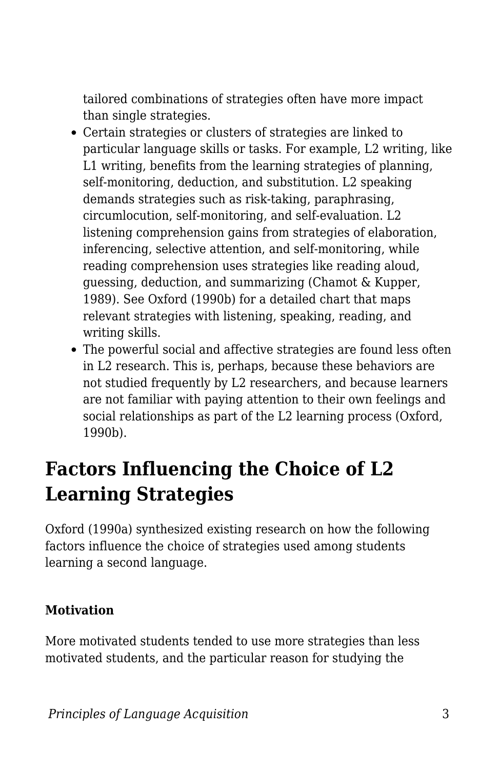tailored combinations of strategies often have more impact than single strategies.

- Certain strategies or clusters of strategies are linked to particular language skills or tasks. For example, L2 writing, like L1 writing, benefits from the learning strategies of planning, self-monitoring, deduction, and substitution. L2 speaking demands strategies such as risk-taking, paraphrasing, circumlocution, self-monitoring, and self-evaluation. L2 listening comprehension gains from strategies of elaboration, inferencing, selective attention, and self-monitoring, while reading comprehension uses strategies like reading aloud, guessing, deduction, and summarizing (Chamot & Kupper, 1989). See Oxford (1990b) for a detailed chart that maps relevant strategies with listening, speaking, reading, and writing skills.
- The powerful social and affective strategies are found less often in L2 research. This is, perhaps, because these behaviors are not studied frequently by L2 researchers, and because learners are not familiar with paying attention to their own feelings and social relationships as part of the L2 learning process (Oxford, 1990b).

## Factors Influencing the Choice of L2 Learning Strategies

Oxford (1990a) synthesized existing research on how the following factors influence the choice of strategies used among students learning a second language.

**Motivation**

More motivated students tended to use more strategies than less motivated students, and the particular reason for studying the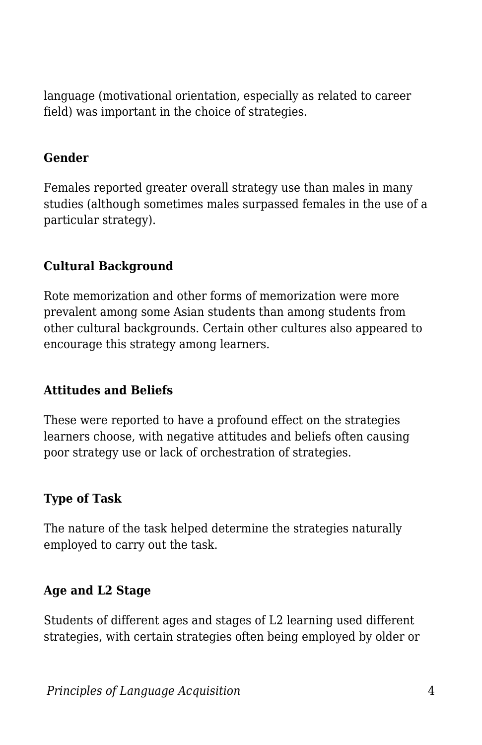language (motivational orientation, especially as related to career field) was important in the choice of strategies.

**Gender**

Females reported greater overall strategy use than males in many studies (although sometimes males surpassed females in the use of a particular strategy).

**Cultural Background**

Rote memorization and other forms of memorization were more prevalent among some Asian students than among students from other cultural backgrounds. Certain other cultures also appeared to encourage this strategy among learners.

**Attitudes and Beliefs**

These were reported to have a profound effect on the strategies learners choose, with negative attitudes and beliefs often causing poor strategy use or lack of orchestration of strategies.

**Type of Task**

The nature of the task helped determine the strategies naturally employed to carry out the task.

**Age and L2 Stage**

Students of different ages and stages of L2 learning used different strategies, with certain strategies often being employed by older or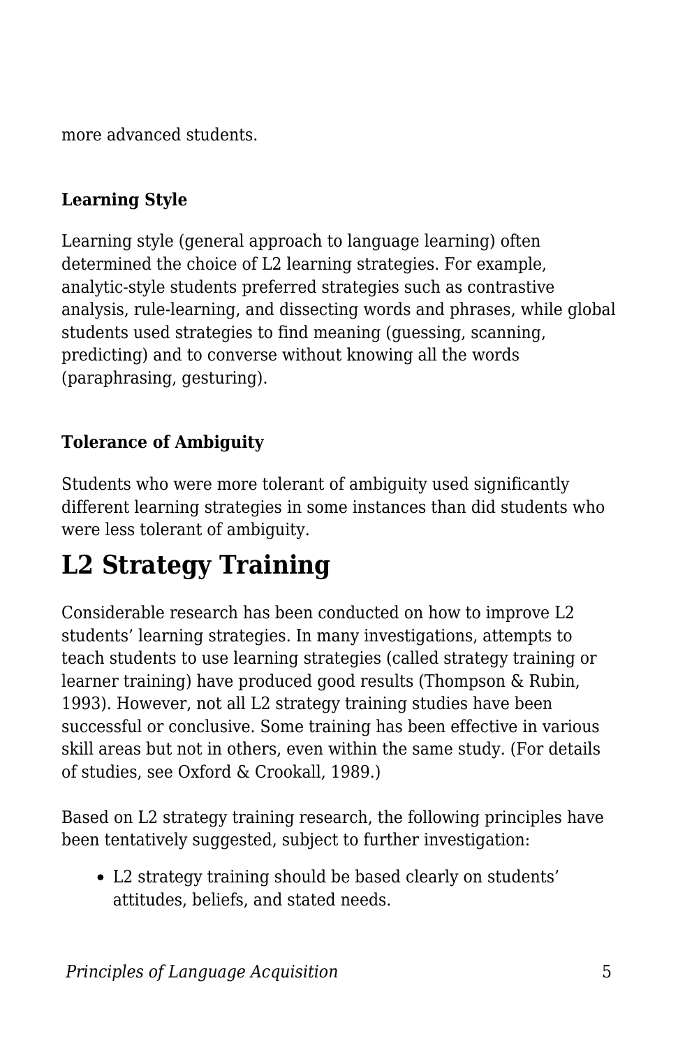more advanced students.

### Learning Style

Learning style (general approach to language learning) often determined the choice of L2 learning strategies. For example, analytic-style students preferred strategies such as contrastive analysis, rule-learning, and dissecting words and phrases, while global students used strategies to find meaning (guessing, scanning, predicting) and to converse without knowing all the words (paraphrasing, gesturing).

### Tolerance of Ambiguity

Students who were more tolerant of ambiguity used significantly different learning strategies in some instances than did students who were less tolerant of ambiguity.

## L2 Strategy Training

Considerable research has been conducted on how to improve L2 students' learning strategies. In many investigations, attempts to teach students to use learning strategies (called strategy training or learner training) have produced good results (Thompson & Rubin, 1993). However, not all L2 strategy training studies have been successful or conclusive. Some training has been effective in various skill areas but not in others, even within the same study. (For details of studies, see Oxford & Crookall, 1989.)

Based on L2 strategy training research, the following principles have been tentatively suggested, subject to further investigation:

- L2 strategy training should be based clearly on students' attitudes, beliefs, and stated needs.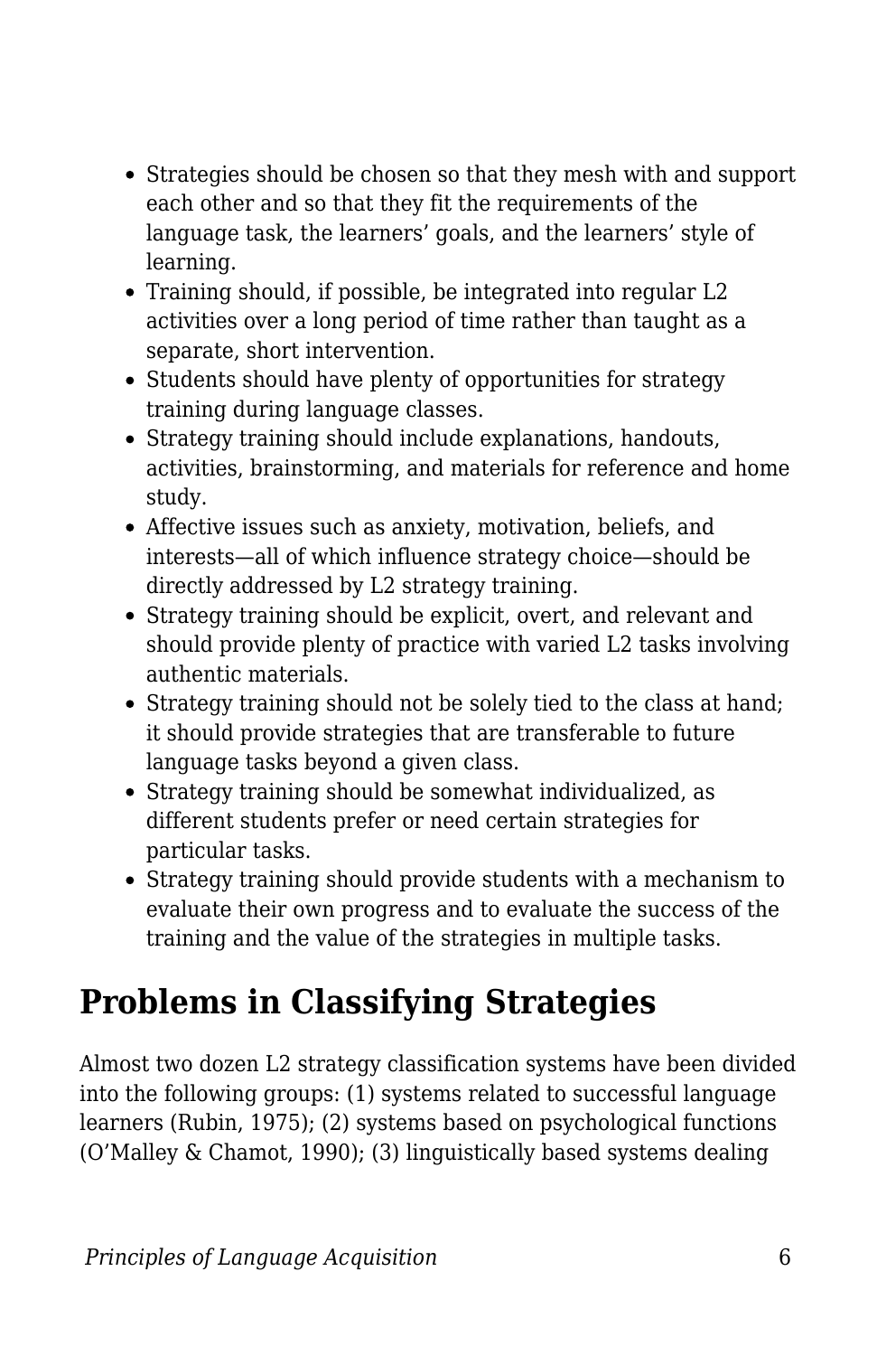- Strategies should be chosen so that they mesh with and support each other and so that they fit the requirements of the language task, the learners' goals, and the learners' style of learning.
- Training should, if possible, be integrated into regular L2 activities over a long period of time rather than taught as a separate, short intervention.
- Students should have plenty of opportunities for strategy training during language classes.
- Strategy training should include explanations, handouts, activities, brainstorming, and materials for reference and home study.
- Affective issues such as anxiety, motivation, beliefs, and interests—all of which influence strategy choice—should be directly addressed by L2 strategy training.
- Strategy training should be explicit, overt, and relevant and should provide plenty of practice with varied L2 tasks involving authentic materials.
- Strategy training should not be solely tied to the class at hand; it should provide strategies that are transferable to future language tasks beyond a given class.
- Strategy training should be somewhat individualized, as different students prefer or need certain strategies for particular tasks.
- Strategy training should provide students with a mechanism to evaluate their own progress and to evaluate the success of the training and the value of the strategies in multiple tasks.

## Problems in Classifying Strategies

Almost two dozen L2 strategy classification systems have been divided into the following groups: (1) systems related to successful language learners (Rubin, 1975); (2) systems based on psychological functions (O'Malley & Chamot, 1990); (3) linguistically based systems dealing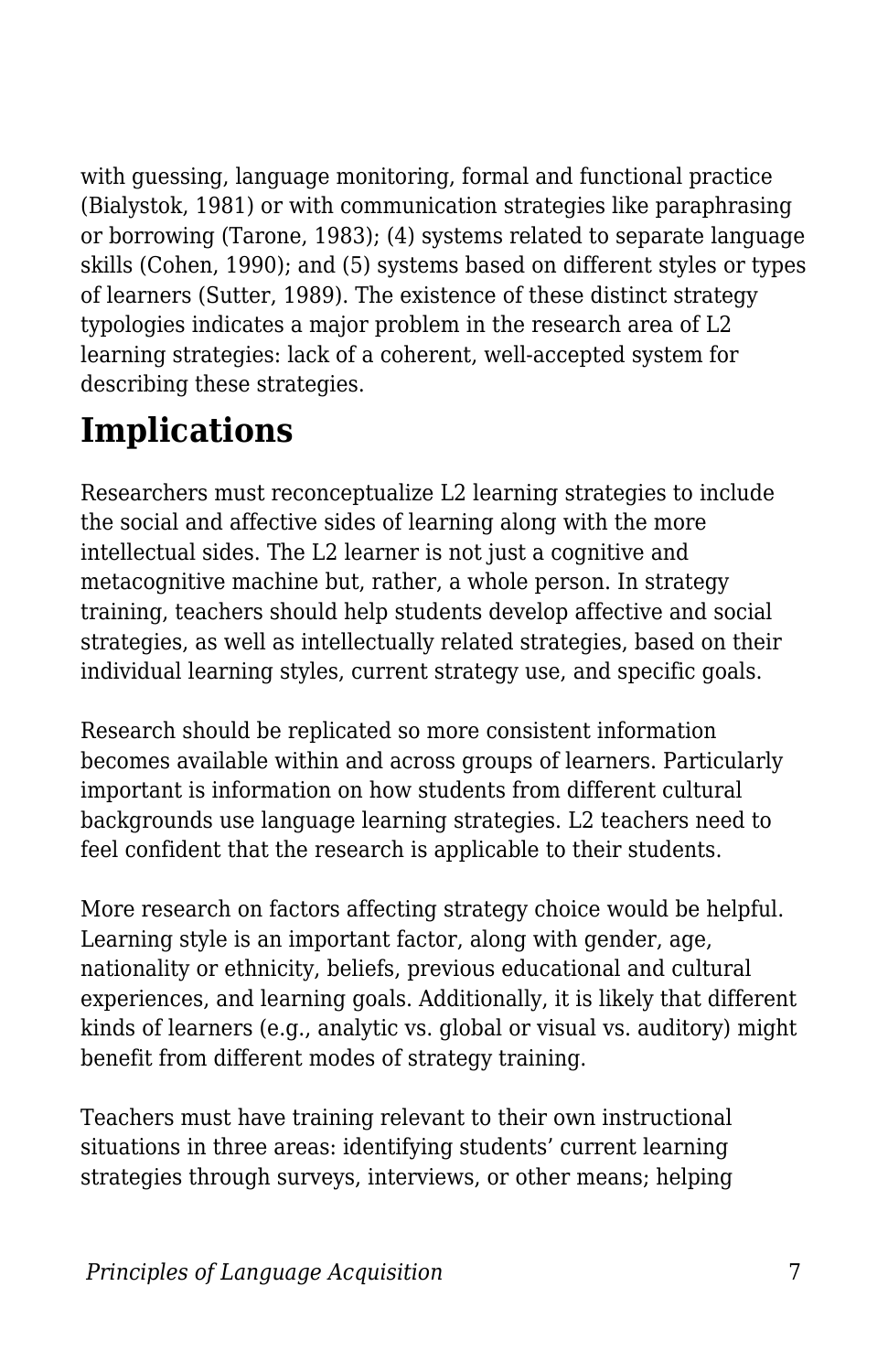with guessing, language monitoring, formal and functional practice (Bialystok, 1981) or with communication strategies like paraphrasing or borrowing (Tarone, 1983); (4) systems related to separate language skills (Cohen, 1990); and (5) systems based on different styles or types of learners (Sutter, 1989). The existence of these distinct strategy typologies indicates a major problem in the research area of L2 learning strategies: lack of a coherent, well-accepted system for describing these strategies.

## Implications

Researchers must reconceptualize L2 learning strategies to include the social and affective sides of learning along with the more intellectual sides. The L2 learner is not just a cognitive and metacognitive machine but, rather, a whole person. In strategy training, teachers should help students develop affective and social strategies, as well as intellectually related strategies, based on their individual learning styles, current strategy use, and specific goals.

Research should be replicated so more consistent information becomes available within and across groups of learners. Particularly important is information on how students from different cultural backgrounds use language learning strategies. L2 teachers need to feel confident that the research is applicable to their students.

More research on factors affecting strategy choice would be helpful. Learning style is an important factor, along with gender, age, nationality or ethnicity, beliefs, previous educational and cultural experiences, and learning goals. Additionally, it is likely that different kinds of learners (e.g., analytic vs. global or visual vs. auditory) might benefit from different modes of strategy training.

Teachers must have training relevant to their own instructional situations in three areas: identifying students' current learning strategies through surveys, interviews, or other means; helping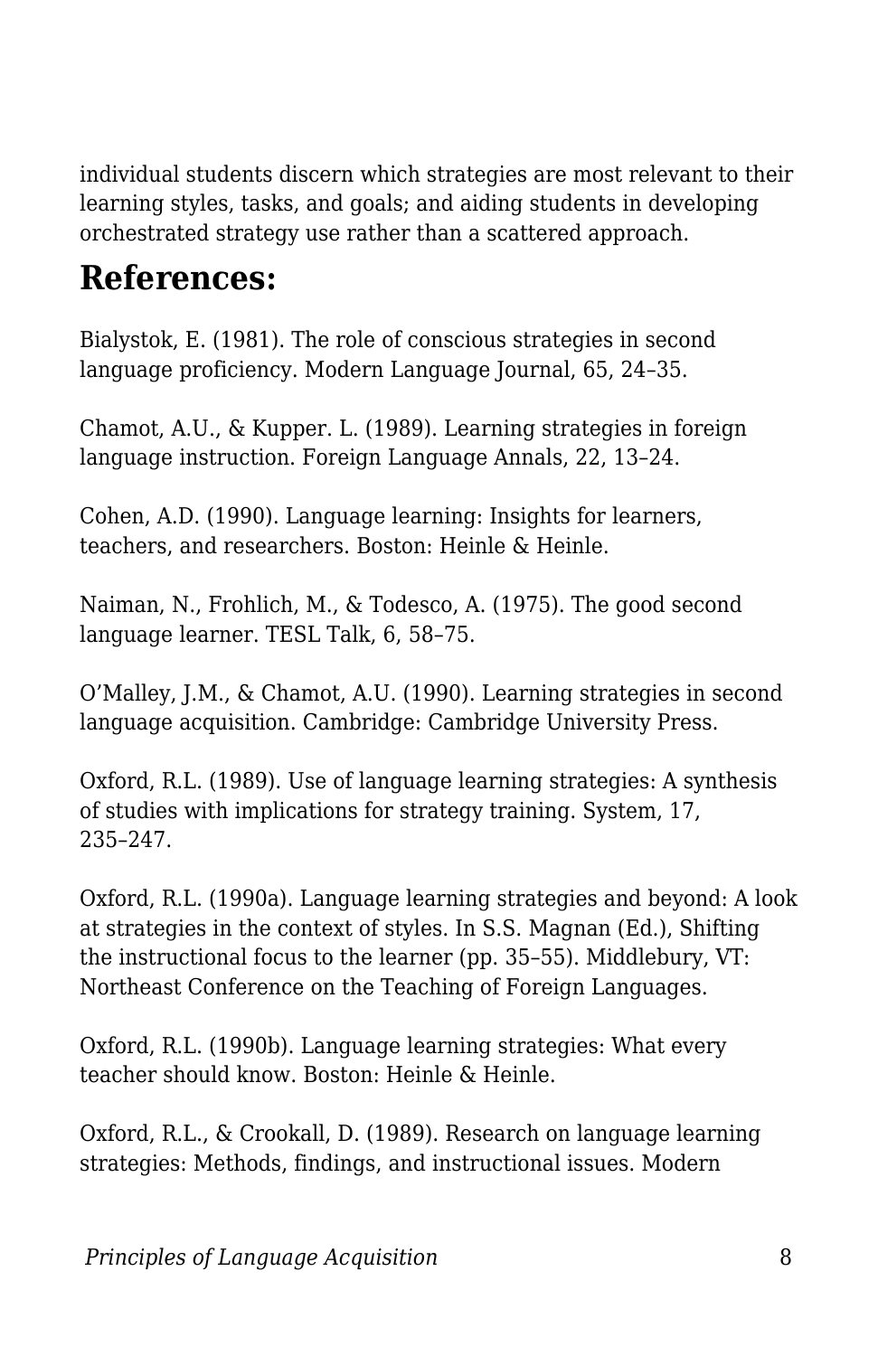individual students discern which strategies are most relevant to their learning styles, tasks, and goals; and aiding students in developing orchestrated strategy use rather than a scattered approach.

## References:

Bialystok, E. (1981). The role of conscious strategies in second language proficiency. Modern Language Journal, 65, 24–35.

Chamot, A.U., & Kupper. L. (1989). Learning strategies in foreign language instruction. Foreign Language Annals, 22, 13–24.

Cohen, A.D. (1990). Language learning: Insights for learners, teachers, and researchers. Boston: Heinle & Heinle.

Naiman, N., Frohlich, M., & Todesco, A. (1975). The good second language learner. TESL Talk, 6, 58–75.

O'Malley, J.M., & Chamot, A.U. (1990). Learning strategies in second language acquisition. Cambridge: Cambridge University Press.

Oxford, R.L. (1989). Use of language learning strategies: A synthesis of studies with implications for strategy training. System, 17, 235–247.

Oxford, R.L. (1990a). Language learning strategies and beyond: A look at strategies in the context of styles. In S.S. Magnan (Ed.), Shifting the instructional focus to the learner (pp. 35–55). Middlebury, VT: Northeast Conference on the Teaching of Foreign Languages.

Oxford, R.L. (1990b). Language learning strategies: What every teacher should know. Boston: Heinle & Heinle.

Oxford, R.L., & Crookall, D. (1989). Research on language learning strategies: Methods, findings, and instructional issues. Modern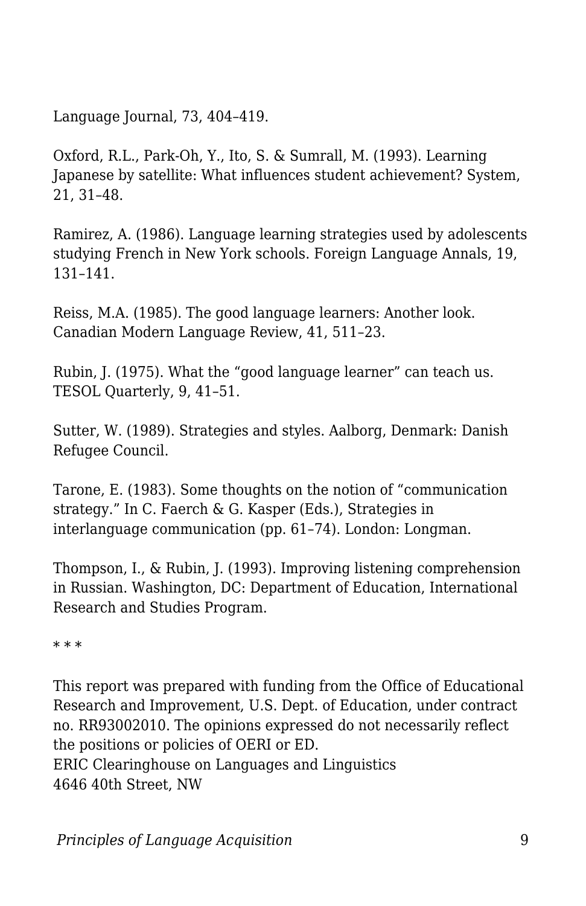Language Journal, 73, 404–419.

Oxford, R.L., Park-Oh, Y., Ito, S. & Sumrall, M. (1993). Learning Japanese by satellite: What influences student achievement? System, 21, 31–48.

Ramirez, A. (1986). Language learning strategies used by adolescents studying French in New York schools. Foreign Language Annals, 19, 131–141.

Reiss, M.A. (1985). The good language learners: Another look. Canadian Modern Language Review, 41, 511–23.

Rubin, J. (1975). What the “good language learner” can teach us. TESOL Quarterly, 9, 41–51.

Sutter, W. (1989). Strategies and styles. Aalborg, Denmark: Danish Refugee Council.

Tarone, E. (1983). Some thoughts on the notion of “communication strategy.” In C. Faerch & G. Kasper (Eds.), Strategies in interlanguage communication (pp. 61–74). London: Longman.

Thompson, I., & Rubin, J. (1993). Improving listening comprehension in Russian. Washington, DC: Department of Education, International Research and Studies Program.

* * *

This report was prepared with funding from the Office of Educational Research and Improvement, U.S. Dept. of Education, under contract no. RR93002010. The opinions expressed do not necessarily reflect the positions or policies of OERI or ED.
ERIC Clearinghouse on Languages and Linguistics
4646 40th Street, NW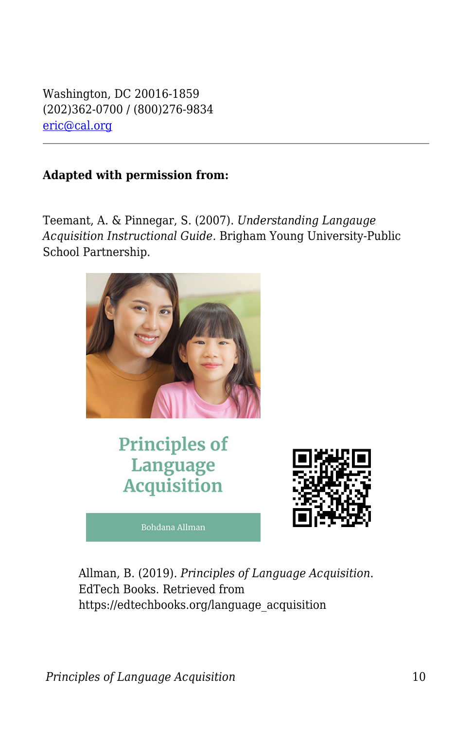Washington, DC 20016-1859
(202)362-0700 / (800)276-9834
eric@cal.org

---

**Adapted with permission from:**

Teemant, A. & Pinnegar, S. (2007). *Understanding Langauge Acquisition Instructional Guide.* Brigham Young University-Public School Partnership.

Allman, B. (2019). *Principles of Language Acquisition*. EdTech Books. Retrieved from https://edtechbooks.org/language_acquisition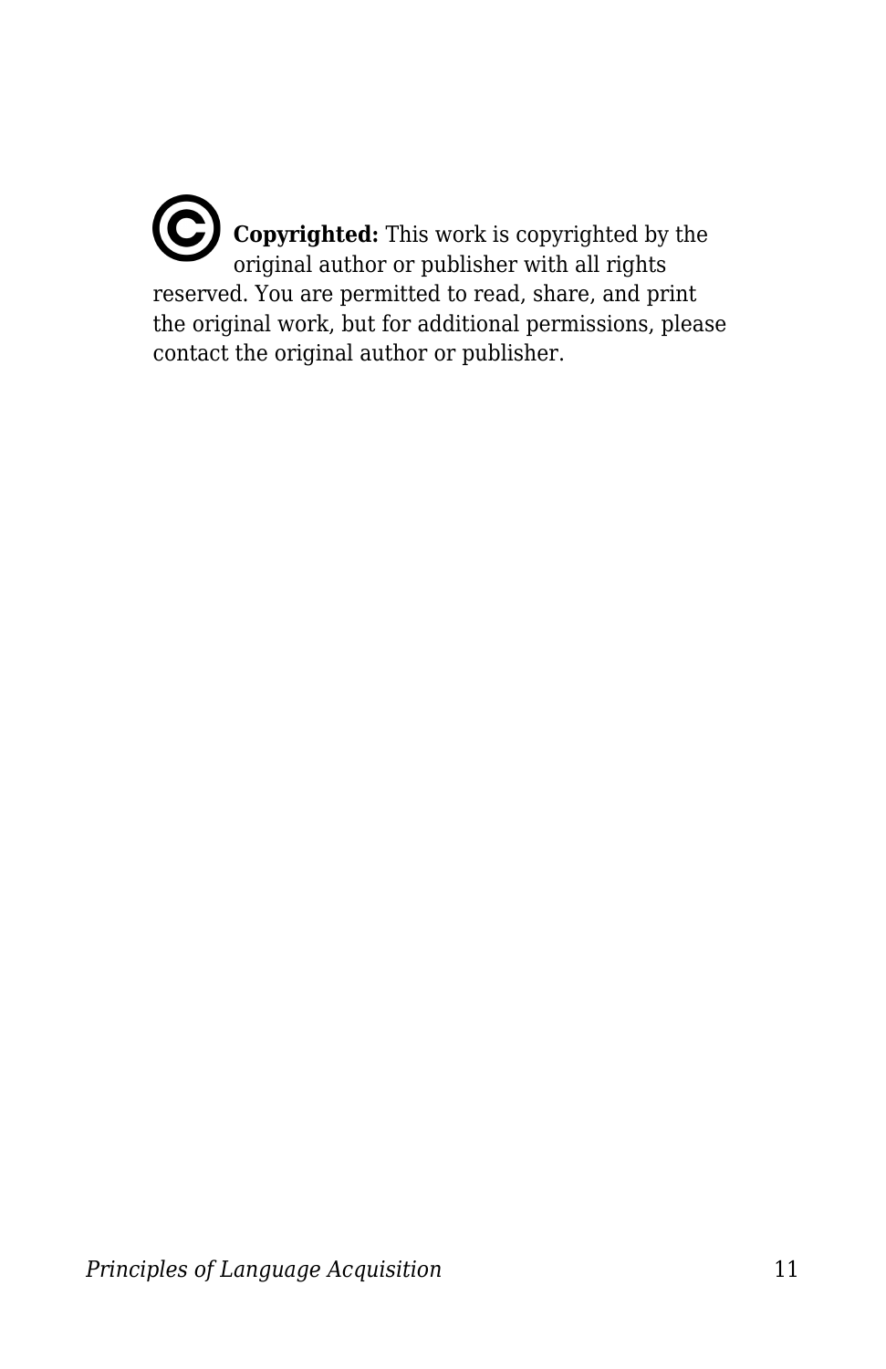**Copyrighted:** This work is copyrighted by the original author or publisher with all rights reserved. You are permitted to read, share, and print the original work, but for additional permissions, please contact the original author or publisher.